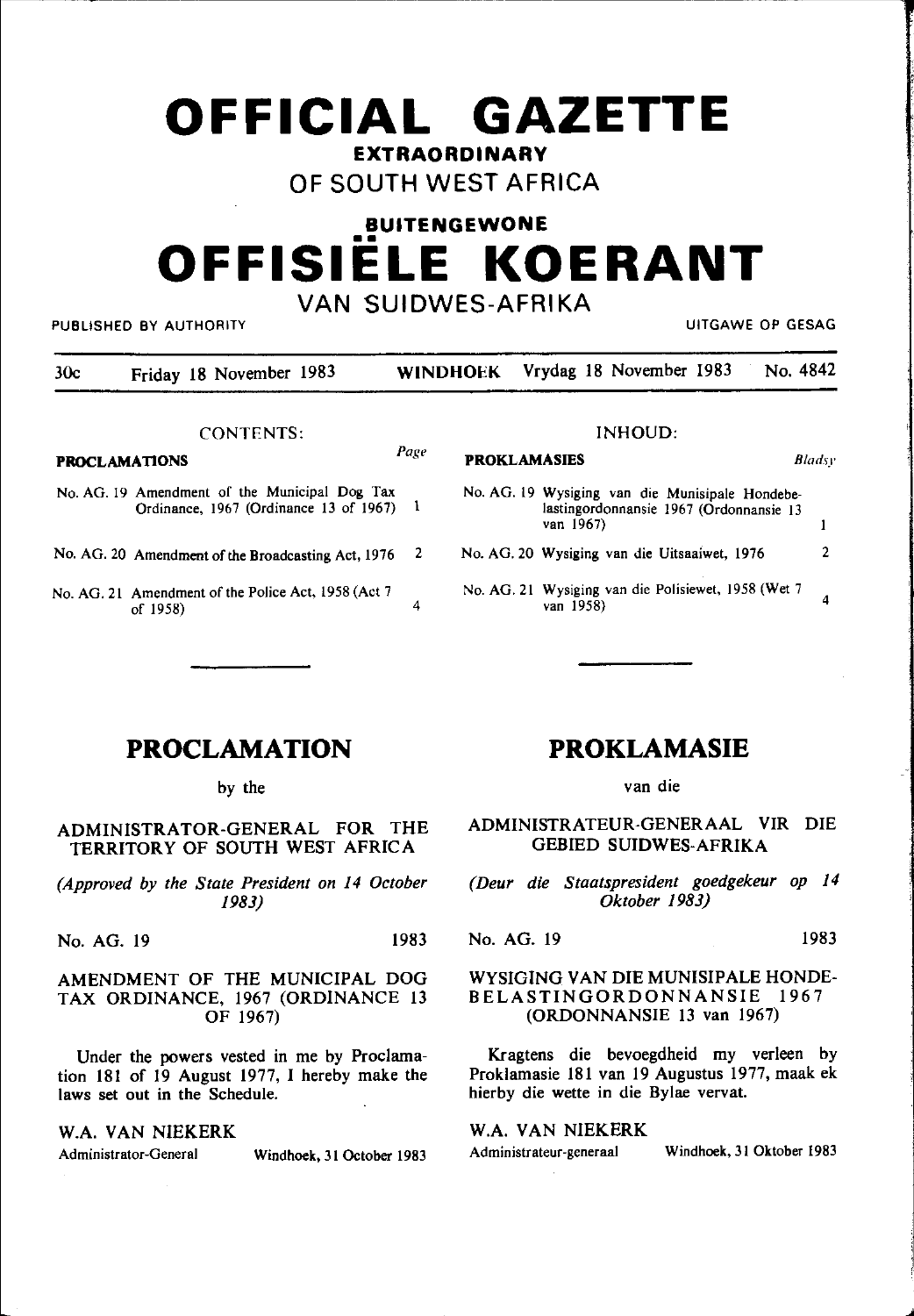# OFFICIAL GAZETTE

**EXTRAORDINARY**

OF SOUTH WEST AFRICA

**BUITENGEWONE**

# OFFISIËLE KOERANT

VAN SUIDWES-AFRIKA

PUBLISHED BY AUTHORITY — UITGAWE OP GESAG

30c — Friday 18 November 1983 — WINDHOEK — Vrydag 18 November 1983 — No. 4842

CONTENTS:

| PROCLAMATIONS | Page |
|---|---|
| No. AG. 19 Amendment of the Municipal Dog Tax Ordinance, 1967 (Ordinance 13 of 1967) | 1 |
| No. AG. 20 Amendment of the Broadcasting Act, 1976 | 2 |
| No. AG. 21 Amendment of the Police Act, 1958 (Act 7 of 1958) | 4 |

INHOUD:

| PROKLAMASIES | Bladsy |
|---|---|
| No. AG. 19 Wysiging van die Munisipale Hondebelastingordonnansie 1967 (Ordonnansie 13 van 1967) | 1 |
| No. AG. 20 Wysiging van die Uitsaaiwet, 1976 | 2 |
| No. AG. 21 Wysiging van die Polisiewet, 1958 (Wet 7 van 1958) | 4 |

## PROCLAMATION

by the

### ADMINISTRATOR-GENERAL FOR THE TERRITORY OF SOUTH WEST AFRICA

*(Approved by the State President on 14 October 1983)*

No. AG. 19 — 1983

### AMENDMENT OF THE MUNICIPAL DOG TAX ORDINANCE, 1967 (ORDINANCE 13 OF 1967)

Under the powers vested in me by Proclamation 181 of 19 August 1977, I hereby make the laws set out in the Schedule.

W.A. VAN NIEKERK

Administrator-General — Windhoek, 31 October 1983

## PROKLAMASIE

van die

### ADMINISTRATEUR-GENERAAL VIR DIE GEBIED SUIDWES-AFRIKA

*(Deur die Staatspresident goedgekeur op 14 Oktober 1983)*

No. AG. 19 — 1983

### WYSIGING VAN DIE MUNISIPALE HONDEBELASTINGORDONNANSIE 1967 (ORDONNANSIE 13 van 1967)

Kragtens die bevoegdheid my verleen by Proklamasie 181 van 19 Augustus 1977, maak ek hierby die wette in die Bylae vervat.

W.A. VAN NIEKERK

Administrateur-generaal — Windhoek, 31 Oktober 1983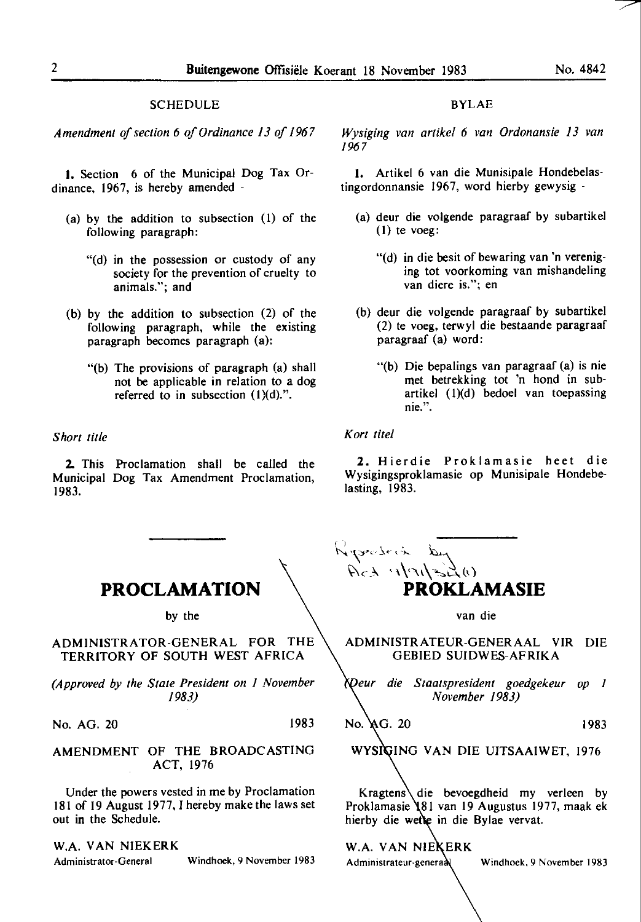## SCHEDULE

*Amendment of section 6 of Ordinance 13 of 1967*

**1.** Section 6 of the Municipal Dog Tax Ordinance, 1967, is hereby amended -

(a) by the addition to subsection (1) of the following paragraph:

"(d) in the possession or custody of any society for the prevention of cruelty to animals."; and

(b) by the addition to subsection (2) of the following paragraph, while the existing paragraph becomes paragraph (a):

"(b) The provisions of paragraph (a) shall not be applicable in relation to a dog referred to in subsection (1)(d).".

*Short title*

**2.** This Proclamation shall be called the Municipal Dog Tax Amendment Proclamation, 1983.

## BYLAE

*Wysiging van artikel 6 van Ordonansie 13 van 1967*

**1.** Artikel 6 van die Munisipale Hondebelastingordonnansie 1967, word hierby gewysig -

(a) deur die volgende paragraaf by subartikel (1) te voeg:

"(d) in die besit of bewaring van 'n vereniging tot voorkoming van mishandeling van diere is."; en

(b) deur die volgende paragraaf by subartikel (2) te voeg, terwyl die bestaande paragraaf paragraaf (a) word:

"(b) Die bepalings van paragraaf (a) is nie met betrekking tot 'n hond in subartikel (1)(d) bedoel van toepassing nie.".

*Kort titel*

**2.** Hierdie Proklamasie heet die Wysigingsproklamasie op Munisipale Hondebelasting, 1983.

# PROCLAMATION

by the

ADMINISTRATOR-GENERAL FOR THE TERRITORY OF SOUTH WEST AFRICA

*(Approved by the State President on 1 November 1983)*

No. AG. 20 1983

AMENDMENT OF THE BROADCASTING ACT, 1976

Under the powers vested in me by Proclamation 181 of 19 August 1977, I hereby make the laws set out in the Schedule.

W.A. VAN NIEKERK
Administrator-General Windhoek, 9 November 1983

Repealed by Act 9/91 s 24(1)

# PROKLAMASIE

van die

ADMINISTRATEUR-GENERAAL VIR DIE GEBIED SUIDWES-AFRIKA

*(Deur die Staatspresident goedgekeur op 1 November 1983)*

No. AG. 20 1983

WYSIGING VAN DIE UITSAAIWET, 1976

Kragtens die bevoegdheid my verleen by Proklamasie 181 van 19 Augustus 1977, maak ek hierby die wette in die Bylae vervat.

W.A. VAN NIEKERK
Administrateur-generaal Windhoek, 9 November 1983